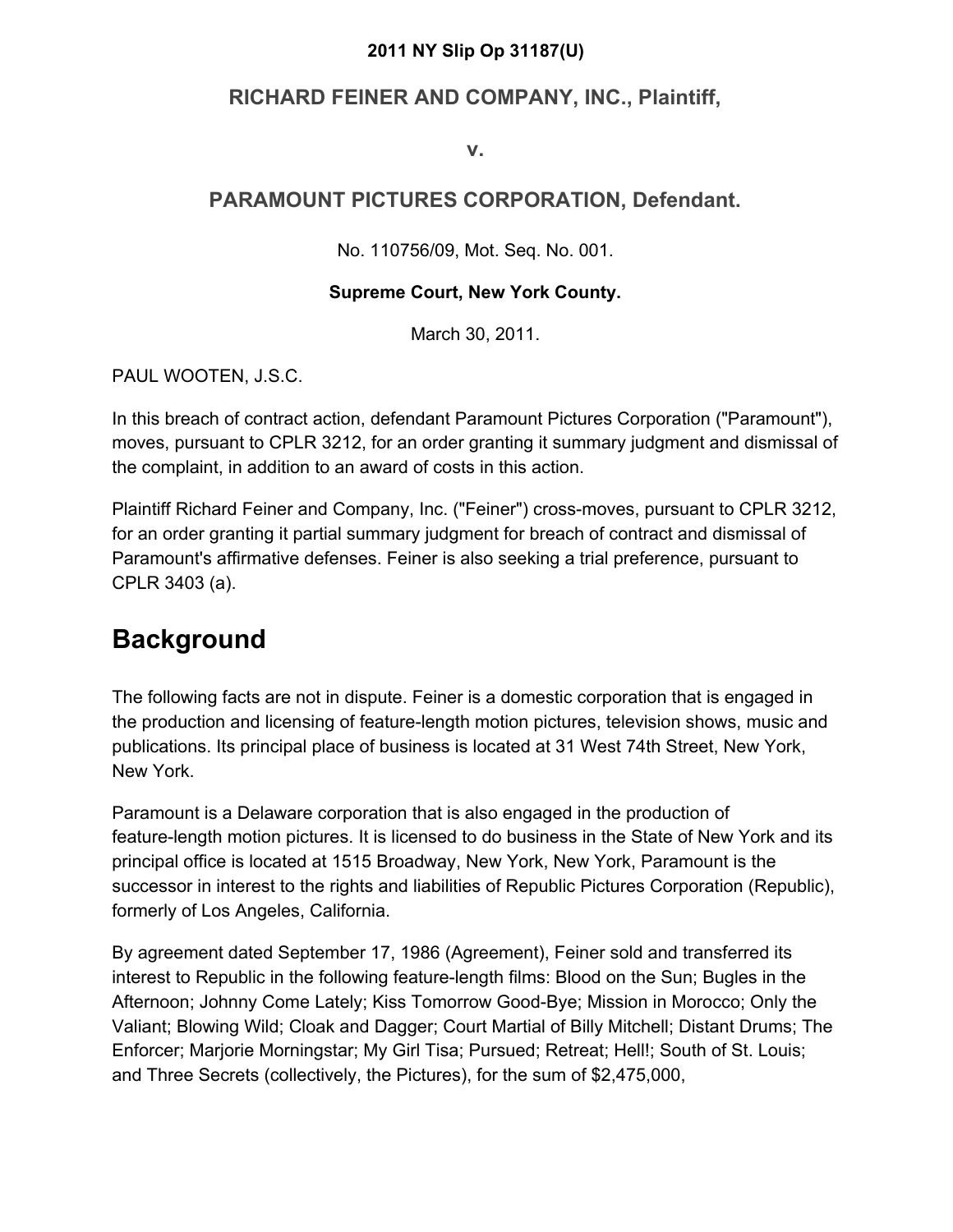**2011 NY Slip Op 31187(U)**

## RICHARD FEINER AND COMPANY, INC., Plaintiff,

**v.**

## PARAMOUNT PICTURES CORPORATION, Defendant.

No. 110756/09, Mot. Seq. No. 001.

**Supreme Court, New York County.**

March 30, 2011.

PAUL WOOTEN, J.S.C.

In this breach of contract action, defendant Paramount Pictures Corporation ("Paramount"), moves, pursuant to CPLR 3212, for an order granting it summary judgment and dismissal of the complaint, in addition to an award of costs in this action.

Plaintiff Richard Feiner and Company, Inc. ("Feiner") cross-moves, pursuant to CPLR 3212, for an order granting it partial summary judgment for breach of contract and dismissal of Paramount's affirmative defenses. Feiner is also seeking a trial preference, pursuant to CPLR 3403 (a).

# Background

The following facts are not in dispute. Feiner is a domestic corporation that is engaged in the production and licensing of feature-length motion pictures, television shows, music and publications. Its principal place of business is located at 31 West 74th Street, New York, New York.

Paramount is a Delaware corporation that is also engaged in the production of feature-length motion pictures. It is licensed to do business in the State of New York and its principal office is located at 1515 Broadway, New York, New York, Paramount is the successor in interest to the rights and liabilities of Republic Pictures Corporation (Republic), formerly of Los Angeles, California.

By agreement dated September 17, 1986 (Agreement), Feiner sold and transferred its interest to Republic in the following feature-length films: Blood on the Sun; Bugles in the Afternoon; Johnny Come Lately; Kiss Tomorrow Good-Bye; Mission in Morocco; Only the Valiant; Blowing Wild; Cloak and Dagger; Court Martial of Billy Mitchell; Distant Drums; The Enforcer; Marjorie Morningstar; My Girl Tisa; Pursued; Retreat; Hell!; South of St. Louis; and Three Secrets (collectively, the Pictures), for the sum of $2,475,000,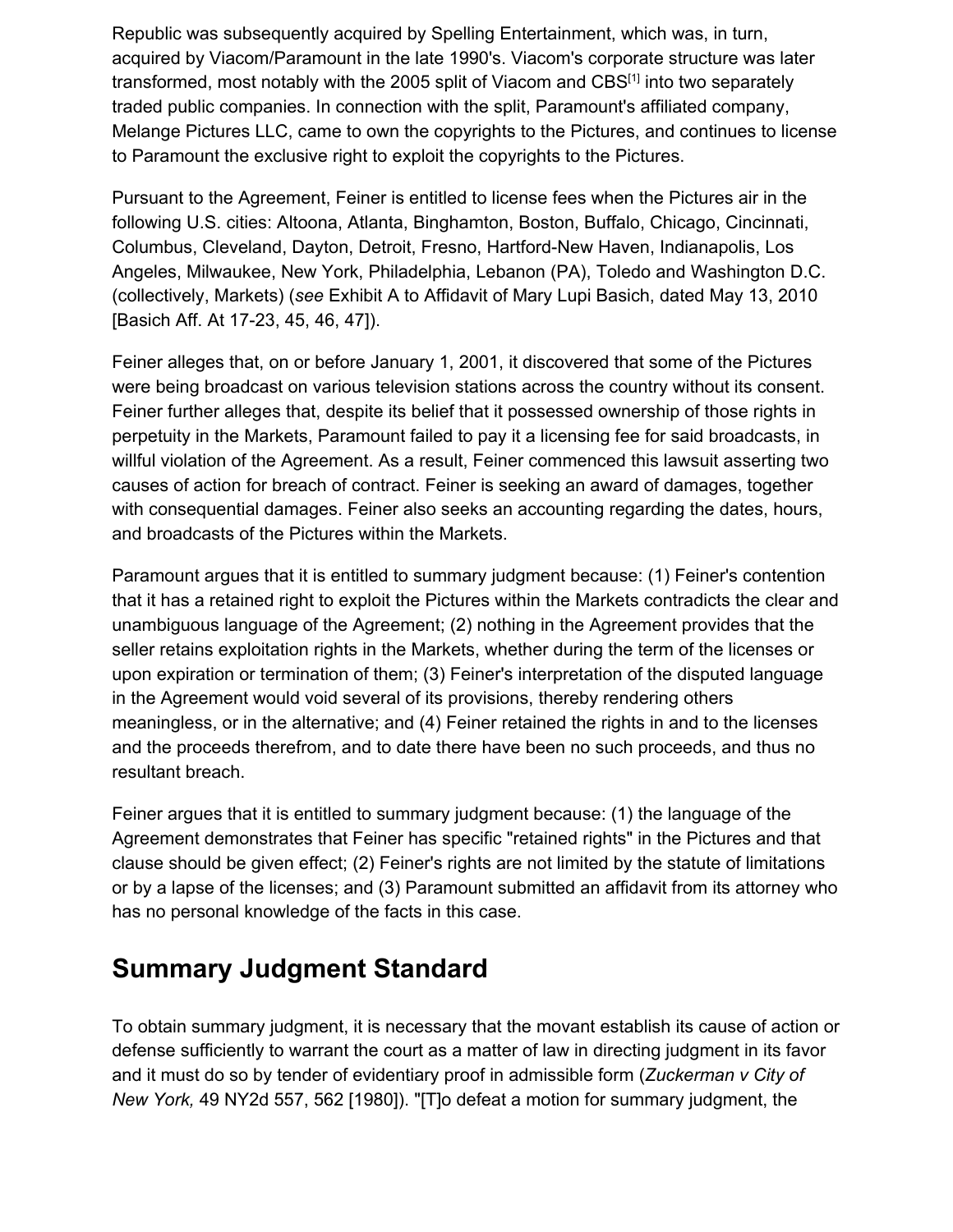Republic was subsequently acquired by Spelling Entertainment, which was, in turn, acquired by Viacom/Paramount in the late 1990's. Viacom's corporate structure was later transformed, most notably with the 2005 split of Viacom and CBS[1] into two separately traded public companies. In connection with the split, Paramount's affiliated company, Melange Pictures LLC, came to own the copyrights to the Pictures, and continues to license to Paramount the exclusive right to exploit the copyrights to the Pictures.

Pursuant to the Agreement, Feiner is entitled to license fees when the Pictures air in the following U.S. cities: Altoona, Atlanta, Binghamton, Boston, Buffalo, Chicago, Cincinnati, Columbus, Cleveland, Dayton, Detroit, Fresno, Hartford-New Haven, Indianapolis, Los Angeles, Milwaukee, New York, Philadelphia, Lebanon (PA), Toledo and Washington D.C. (collectively, Markets) (*see* Exhibit A to Affidavit of Mary Lupi Basich, dated May 13, 2010 [Basich Aff. At 17-23, 45, 46, 47]).

Feiner alleges that, on or before January 1, 2001, it discovered that some of the Pictures were being broadcast on various television stations across the country without its consent. Feiner further alleges that, despite its belief that it possessed ownership of those rights in perpetuity in the Markets, Paramount failed to pay it a licensing fee for said broadcasts, in willful violation of the Agreement. As a result, Feiner commenced this lawsuit asserting two causes of action for breach of contract. Feiner is seeking an award of damages, together with consequential damages. Feiner also seeks an accounting regarding the dates, hours, and broadcasts of the Pictures within the Markets.

Paramount argues that it is entitled to summary judgment because: (1) Feiner's contention that it has a retained right to exploit the Pictures within the Markets contradicts the clear and unambiguous language of the Agreement; (2) nothing in the Agreement provides that the seller retains exploitation rights in the Markets, whether during the term of the licenses or upon expiration or termination of them; (3) Feiner's interpretation of the disputed language in the Agreement would void several of its provisions, thereby rendering others meaningless, or in the alternative; and (4) Feiner retained the rights in and to the licenses and the proceeds therefrom, and to date there have been no such proceeds, and thus no resultant breach.

Feiner argues that it is entitled to summary judgment because: (1) the language of the Agreement demonstrates that Feiner has specific "retained rights" in the Pictures and that clause should be given effect; (2) Feiner's rights are not limited by the statute of limitations or by a lapse of the licenses; and (3) Paramount submitted an affidavit from its attorney who has no personal knowledge of the facts in this case.

## Summary Judgment Standard

To obtain summary judgment, it is necessary that the movant establish its cause of action or defense sufficiently to warrant the court as a matter of law in directing judgment in its favor and it must do so by tender of evidentiary proof in admissible form (*Zuckerman v City of New York,* 49 NY2d 557, 562 [1980]). "[T]o defeat a motion for summary judgment, the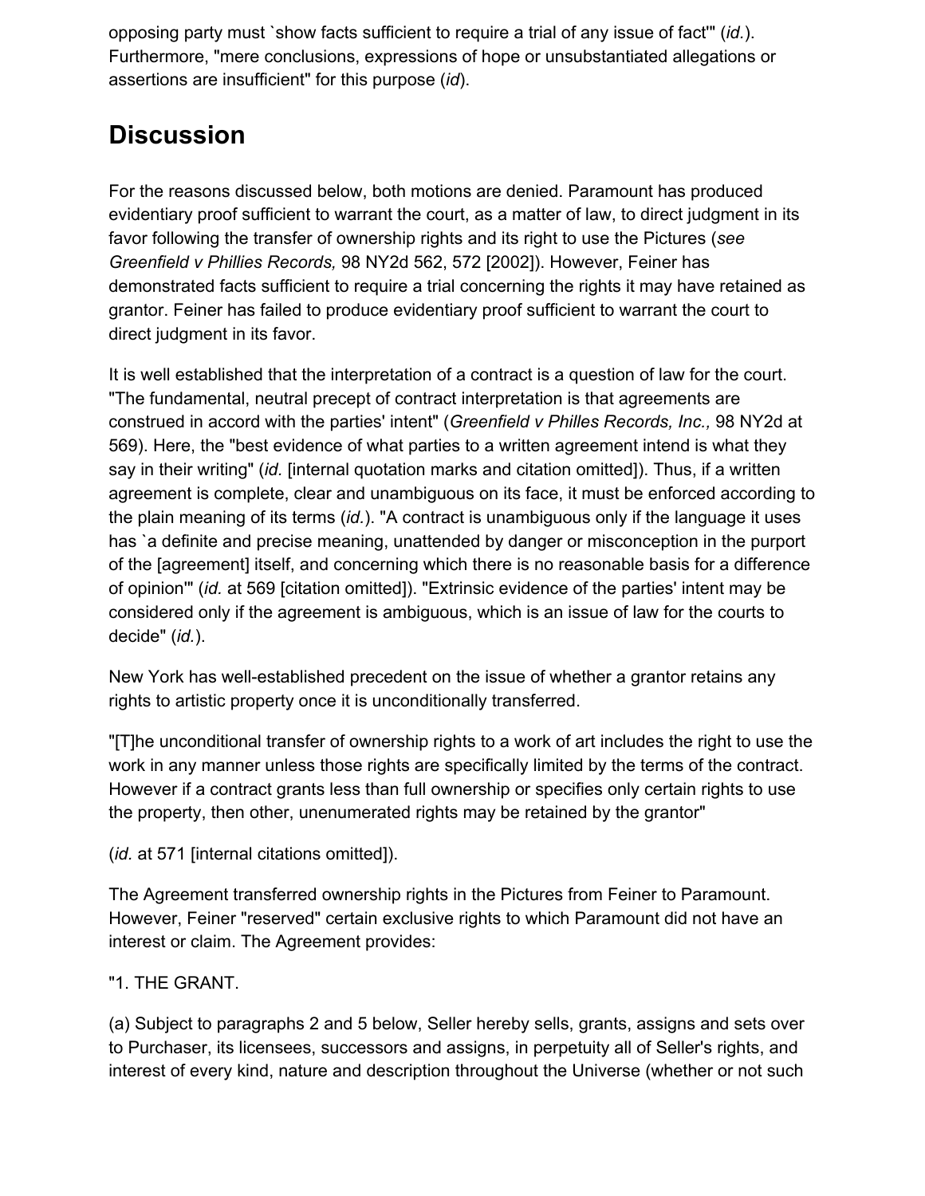opposing party must `show facts sufficient to require a trial of any issue of fact'" (*id.*). Furthermore, "mere conclusions, expressions of hope or unsubstantiated allegations or assertions are insufficient" for this purpose (*id*).

## Discussion

For the reasons discussed below, both motions are denied. Paramount has produced evidentiary proof sufficient to warrant the court, as a matter of law, to direct judgment in its favor following the transfer of ownership rights and its right to use the Pictures (*see Greenfield v Phillies Records,* 98 NY2d 562, 572 [2002]). However, Feiner has demonstrated facts sufficient to require a trial concerning the rights it may have retained as grantor. Feiner has failed to produce evidentiary proof sufficient to warrant the court to direct judgment in its favor.

It is well established that the interpretation of a contract is a question of law for the court. "The fundamental, neutral precept of contract interpretation is that agreements are construed in accord with the parties' intent" (*Greenfield v Philles Records, Inc.,* 98 NY2d at 569). Here, the "best evidence of what parties to a written agreement intend is what they say in their writing" (*id.* [internal quotation marks and citation omitted]). Thus, if a written agreement is complete, clear and unambiguous on its face, it must be enforced according to the plain meaning of its terms (*id.*). "A contract is unambiguous only if the language it uses has `a definite and precise meaning, unattended by danger or misconception in the purport of the [agreement] itself, and concerning which there is no reasonable basis for a difference of opinion'" (*id.* at 569 [citation omitted]). "Extrinsic evidence of the parties' intent may be considered only if the agreement is ambiguous, which is an issue of law for the courts to decide" (*id.*).

New York has well-established precedent on the issue of whether a grantor retains any rights to artistic property once it is unconditionally transferred.

"[T]he unconditional transfer of ownership rights to a work of art includes the right to use the work in any manner unless those rights are specifically limited by the terms of the contract. However if a contract grants less than full ownership or specifies only certain rights to use the property, then other, unenumerated rights may be retained by the grantor"

(*id.* at 571 [internal citations omitted]).

The Agreement transferred ownership rights in the Pictures from Feiner to Paramount. However, Feiner "reserved" certain exclusive rights to which Paramount did not have an interest or claim. The Agreement provides:

"1. THE GRANT.

(a) Subject to paragraphs 2 and 5 below, Seller hereby sells, grants, assigns and sets over to Purchaser, its licensees, successors and assigns, in perpetuity all of Seller's rights, and interest of every kind, nature and description throughout the Universe (whether or not such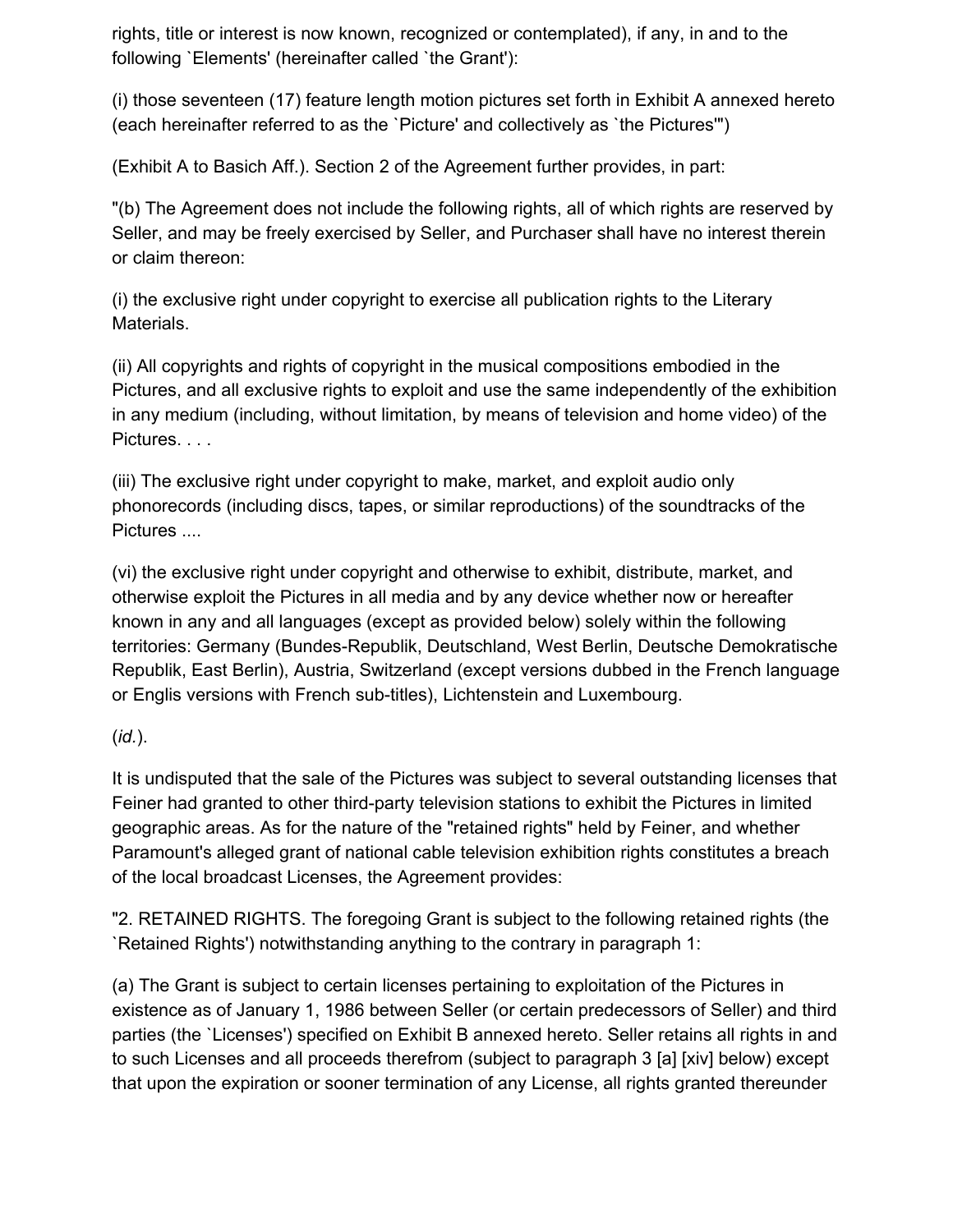rights, title or interest is now known, recognized or contemplated), if any, in and to the following `Elements' (hereinafter called `the Grant'):

(i) those seventeen (17) feature length motion pictures set forth in Exhibit A annexed hereto (each hereinafter referred to as the `Picture' and collectively as `the Pictures'")

(Exhibit A to Basich Aff.). Section 2 of the Agreement further provides, in part:

"(b) The Agreement does not include the following rights, all of which rights are reserved by Seller, and may be freely exercised by Seller, and Purchaser shall have no interest therein or claim thereon:

(i) the exclusive right under copyright to exercise all publication rights to the Literary Materials.

(ii) All copyrights and rights of copyright in the musical compositions embodied in the Pictures, and all exclusive rights to exploit and use the same independently of the exhibition in any medium (including, without limitation, by means of television and home video) of the Pictures. . . .

(iii) The exclusive right under copyright to make, market, and exploit audio only phonorecords (including discs, tapes, or similar reproductions) of the soundtracks of the Pictures ....

(vi) the exclusive right under copyright and otherwise to exhibit, distribute, market, and otherwise exploit the Pictures in all media and by any device whether now or hereafter known in any and all languages (except as provided below) solely within the following territories: Germany (Bundes-Republik, Deutschland, West Berlin, Deutsche Demokratische Republik, East Berlin), Austria, Switzerland (except versions dubbed in the French language or Englis versions with French sub-titles), Lichtenstein and Luxembourg.

(*id.*).

It is undisputed that the sale of the Pictures was subject to several outstanding licenses that Feiner had granted to other third-party television stations to exhibit the Pictures in limited geographic areas. As for the nature of the "retained rights" held by Feiner, and whether Paramount's alleged grant of national cable television exhibition rights constitutes a breach of the local broadcast Licenses, the Agreement provides:

"2. RETAINED RIGHTS. The foregoing Grant is subject to the following retained rights (the `Retained Rights') notwithstanding anything to the contrary in paragraph 1:

(a) The Grant is subject to certain licenses pertaining to exploitation of the Pictures in existence as of January 1, 1986 between Seller (or certain predecessors of Seller) and third parties (the `Licenses') specified on Exhibit B annexed hereto. Seller retains all rights in and to such Licenses and all proceeds therefrom (subject to paragraph 3 [a] [xiv] below) except that upon the expiration or sooner termination of any License, all rights granted thereunder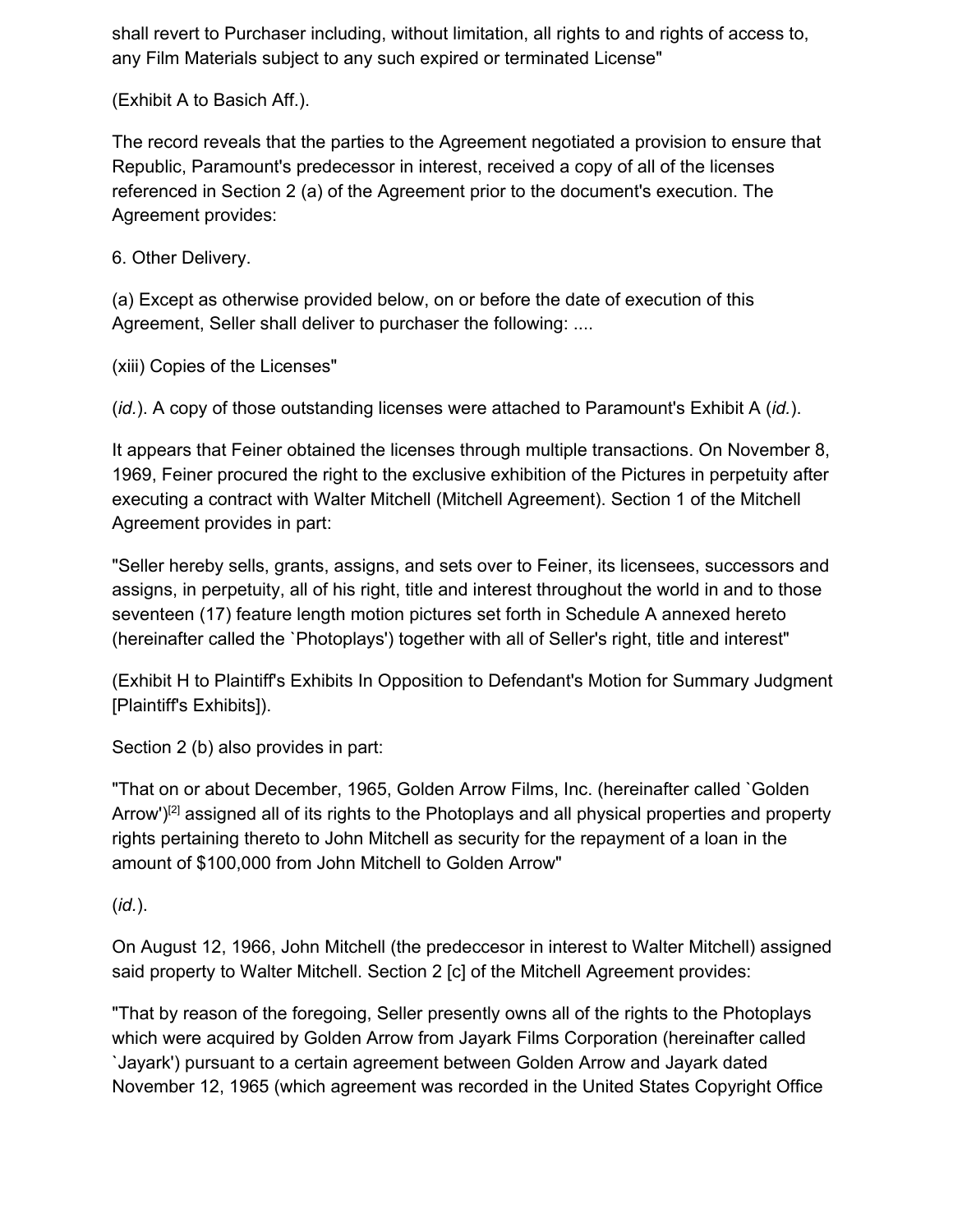shall revert to Purchaser including, without limitation, all rights to and rights of access to, any Film Materials subject to any such expired or terminated License"

(Exhibit A to Basich Aff.).

The record reveals that the parties to the Agreement negotiated a provision to ensure that Republic, Paramount's predecessor in interest, received a copy of all of the licenses referenced in Section 2 (a) of the Agreement prior to the document's execution. The Agreement provides:

6. Other Delivery.

(a) Except as otherwise provided below, on or before the date of execution of this Agreement, Seller shall deliver to purchaser the following: ....

(xiii) Copies of the Licenses"

(*id.*). A copy of those outstanding licenses were attached to Paramount's Exhibit A (*id.*).

It appears that Feiner obtained the licenses through multiple transactions. On November 8, 1969, Feiner procured the right to the exclusive exhibition of the Pictures in perpetuity after executing a contract with Walter Mitchell (Mitchell Agreement). Section 1 of the Mitchell Agreement provides in part:

"Seller hereby sells, grants, assigns, and sets over to Feiner, its licensees, successors and assigns, in perpetuity, all of his right, title and interest throughout the world in and to those seventeen (17) feature length motion pictures set forth in Schedule A annexed hereto (hereinafter called the `Photoplays') together with all of Seller's right, title and interest"

(Exhibit H to Plaintiff's Exhibits In Opposition to Defendant's Motion for Summary Judgment [Plaintiff's Exhibits]).

Section 2 (b) also provides in part:

"That on or about December, 1965, Golden Arrow Films, Inc. (hereinafter called `Golden Arrow')[2] assigned all of its rights to the Photoplays and all physical properties and property rights pertaining thereto to John Mitchell as security for the repayment of a loan in the amount of $100,000 from John Mitchell to Golden Arrow"

(*id.*).

On August 12, 1966, John Mitchell (the predeccesor in interest to Walter Mitchell) assigned said property to Walter Mitchell. Section 2 [c] of the Mitchell Agreement provides:

"That by reason of the foregoing, Seller presently owns all of the rights to the Photoplays which were acquired by Golden Arrow from Jayark Films Corporation (hereinafter called `Jayark') pursuant to a certain agreement between Golden Arrow and Jayark dated November 12, 1965 (which agreement was recorded in the United States Copyright Office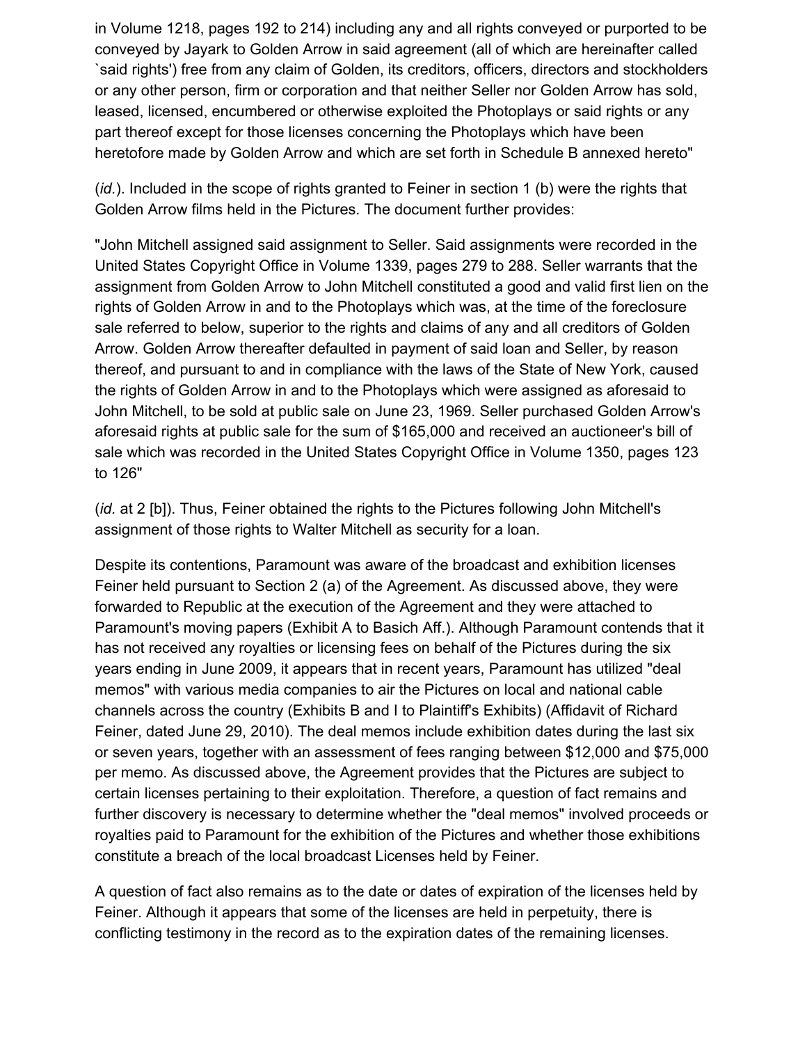in Volume 1218, pages 192 to 214) including any and all rights conveyed or purported to be conveyed by Jayark to Golden Arrow in said agreement (all of which are hereinafter called `said rights') free from any claim of Golden, its creditors, officers, directors and stockholders or any other person, firm or corporation and that neither Seller nor Golden Arrow has sold, leased, licensed, encumbered or otherwise exploited the Photoplays or said rights or any part thereof except for those licenses concerning the Photoplays which have been heretofore made by Golden Arrow and which are set forth in Schedule B annexed hereto"

(*id.*). Included in the scope of rights granted to Feiner in section 1 (b) were the rights that Golden Arrow films held in the Pictures. The document further provides:

"John Mitchell assigned said assignment to Seller. Said assignments were recorded in the United States Copyright Office in Volume 1339, pages 279 to 288. Seller warrants that the assignment from Golden Arrow to John Mitchell constituted a good and valid first lien on the rights of Golden Arrow in and to the Photoplays which was, at the time of the foreclosure sale referred to below, superior to the rights and claims of any and all creditors of Golden Arrow. Golden Arrow thereafter defaulted in payment of said loan and Seller, by reason thereof, and pursuant to and in compliance with the laws of the State of New York, caused the rights of Golden Arrow in and to the Photoplays which were assigned as aforesaid to John Mitchell, to be sold at public sale on June 23, 1969. Seller purchased Golden Arrow's aforesaid rights at public sale for the sum of $165,000 and received an auctioneer's bill of sale which was recorded in the United States Copyright Office in Volume 1350, pages 123 to 126"

(*id.* at 2 [b]). Thus, Feiner obtained the rights to the Pictures following John Mitchell's assignment of those rights to Walter Mitchell as security for a loan.

Despite its contentions, Paramount was aware of the broadcast and exhibition licenses Feiner held pursuant to Section 2 (a) of the Agreement. As discussed above, they were forwarded to Republic at the execution of the Agreement and they were attached to Paramount's moving papers (Exhibit A to Basich Aff.). Although Paramount contends that it has not received any royalties or licensing fees on behalf of the Pictures during the six years ending in June 2009, it appears that in recent years, Paramount has utilized "deal memos" with various media companies to air the Pictures on local and national cable channels across the country (Exhibits B and I to Plaintiff's Exhibits) (Affidavit of Richard Feiner, dated June 29, 2010). The deal memos include exhibition dates during the last six or seven years, together with an assessment of fees ranging between $12,000 and $75,000 per memo. As discussed above, the Agreement provides that the Pictures are subject to certain licenses pertaining to their exploitation. Therefore, a question of fact remains and further discovery is necessary to determine whether the "deal memos" involved proceeds or royalties paid to Paramount for the exhibition of the Pictures and whether those exhibitions constitute a breach of the local broadcast Licenses held by Feiner.

A question of fact also remains as to the date or dates of expiration of the licenses held by Feiner. Although it appears that some of the licenses are held in perpetuity, there is conflicting testimony in the record as to the expiration dates of the remaining licenses.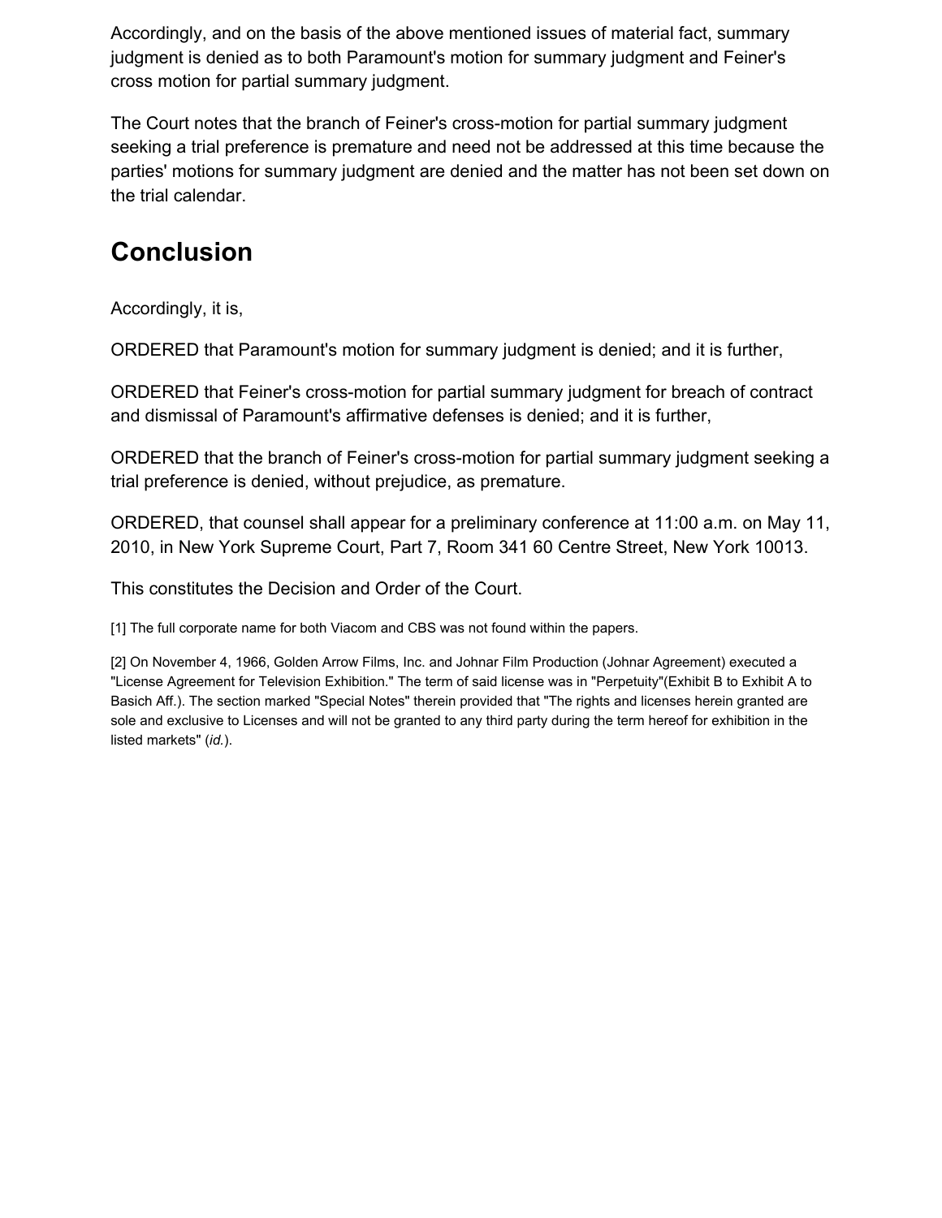Accordingly, and on the basis of the above mentioned issues of material fact, summary judgment is denied as to both Paramount's motion for summary judgment and Feiner's cross motion for partial summary judgment.

The Court notes that the branch of Feiner's cross-motion for partial summary judgment seeking a trial preference is premature and need not be addressed at this time because the parties' motions for summary judgment are denied and the matter has not been set down on the trial calendar.

## Conclusion

Accordingly, it is,

ORDERED that Paramount's motion for summary judgment is denied; and it is further,

ORDERED that Feiner's cross-motion for partial summary judgment for breach of contract and dismissal of Paramount's affirmative defenses is denied; and it is further,

ORDERED that the branch of Feiner's cross-motion for partial summary judgment seeking a trial preference is denied, without prejudice, as premature.

ORDERED, that counsel shall appear for a preliminary conference at 11:00 a.m. on May 11, 2010, in New York Supreme Court, Part 7, Room 341 60 Centre Street, New York 10013.

This constitutes the Decision and Order of the Court.

[1] The full corporate name for both Viacom and CBS was not found within the papers.

[2] On November 4, 1966, Golden Arrow Films, Inc. and Johnar Film Production (Johnar Agreement) executed a "License Agreement for Television Exhibition." The term of said license was in "Perpetuity"(Exhibit B to Exhibit A to Basich Aff.). The section marked "Special Notes" therein provided that "The rights and licenses herein granted are sole and exclusive to Licenses and will not be granted to any third party during the term hereof for exhibition in the listed markets" (*id.*).